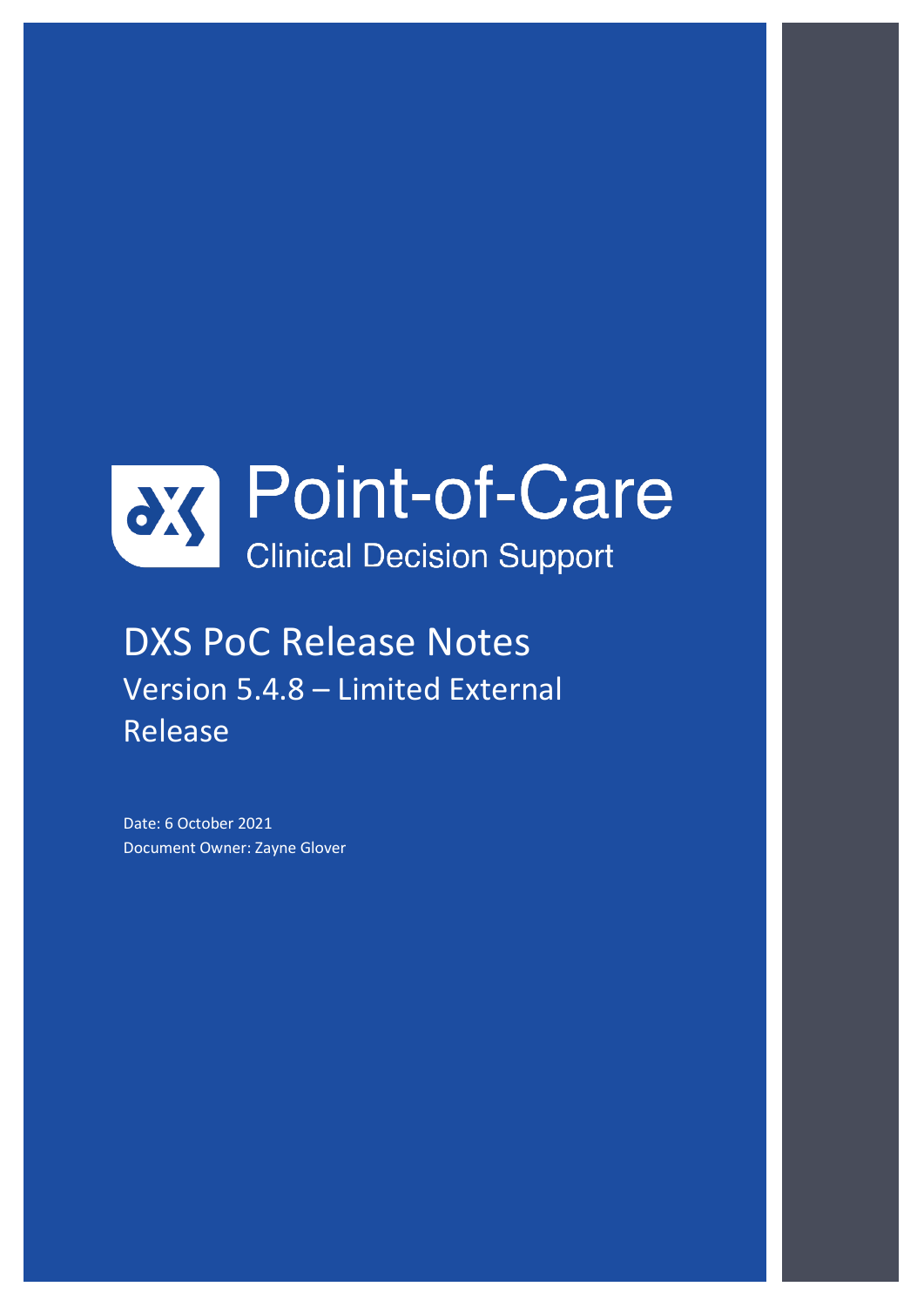# Point-of-Care

Clinical Decision Support

## DXS PoC Release Notes

### Version 5.4.8 – Limited External Release

Date: 6 October 2021

Document Owner: Zayne Glover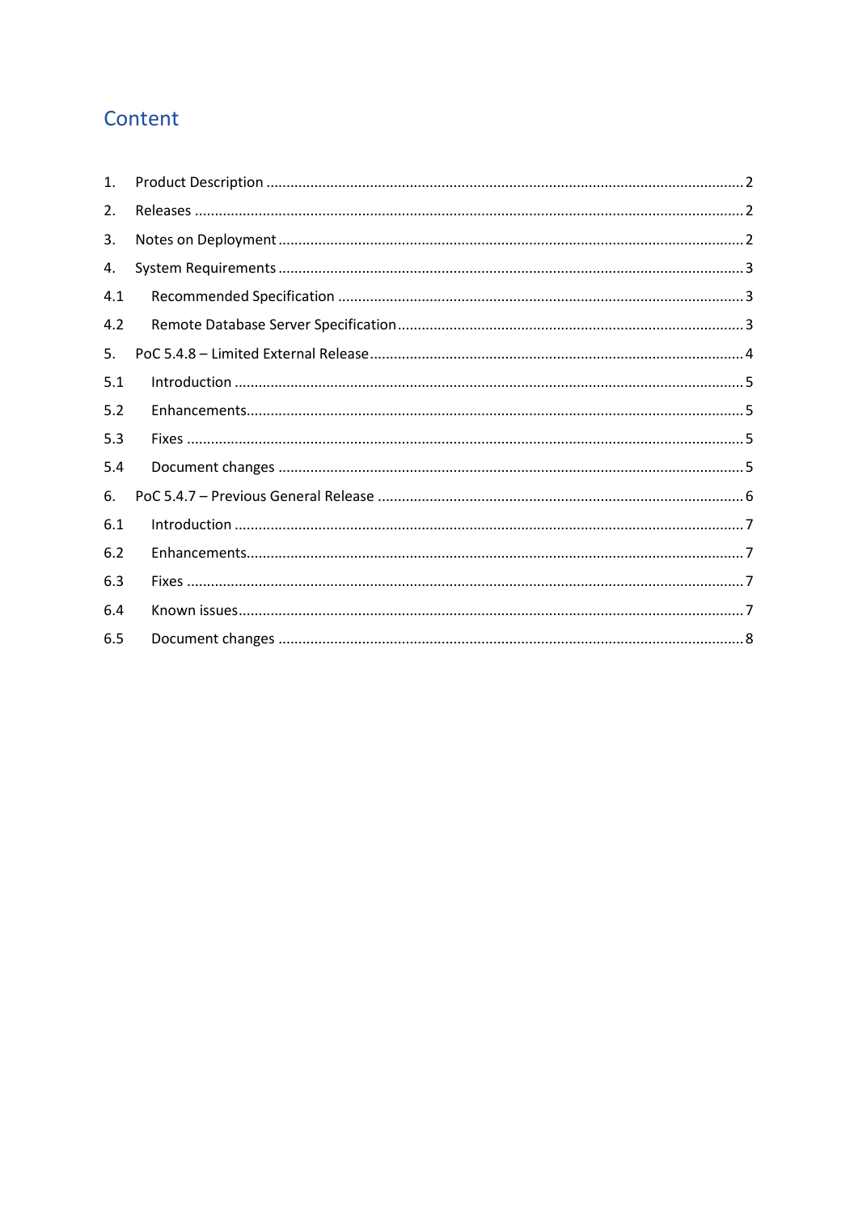# Content

| | | |
|---|---|---|
| 1. | Product Description | 2 |
| 2. | Releases | 2 |
| 3. | Notes on Deployment | 2 |
| 4. | System Requirements | 3 |
| 4.1 | Recommended Specification | 3 |
| 4.2 | Remote Database Server Specification | 3 |
| 5. | PoC 5.4.8 – Limited External Release | 4 |
| 5.1 | Introduction | 5 |
| 5.2 | Enhancements | 5 |
| 5.3 | Fixes | 5 |
| 5.4 | Document changes | 5 |
| 6. | PoC 5.4.7 – Previous General Release | 6 |
| 6.1 | Introduction | 7 |
| 6.2 | Enhancements | 7 |
| 6.3 | Fixes | 7 |
| 6.4 | Known issues | 7 |
| 6.5 | Document changes | 8 |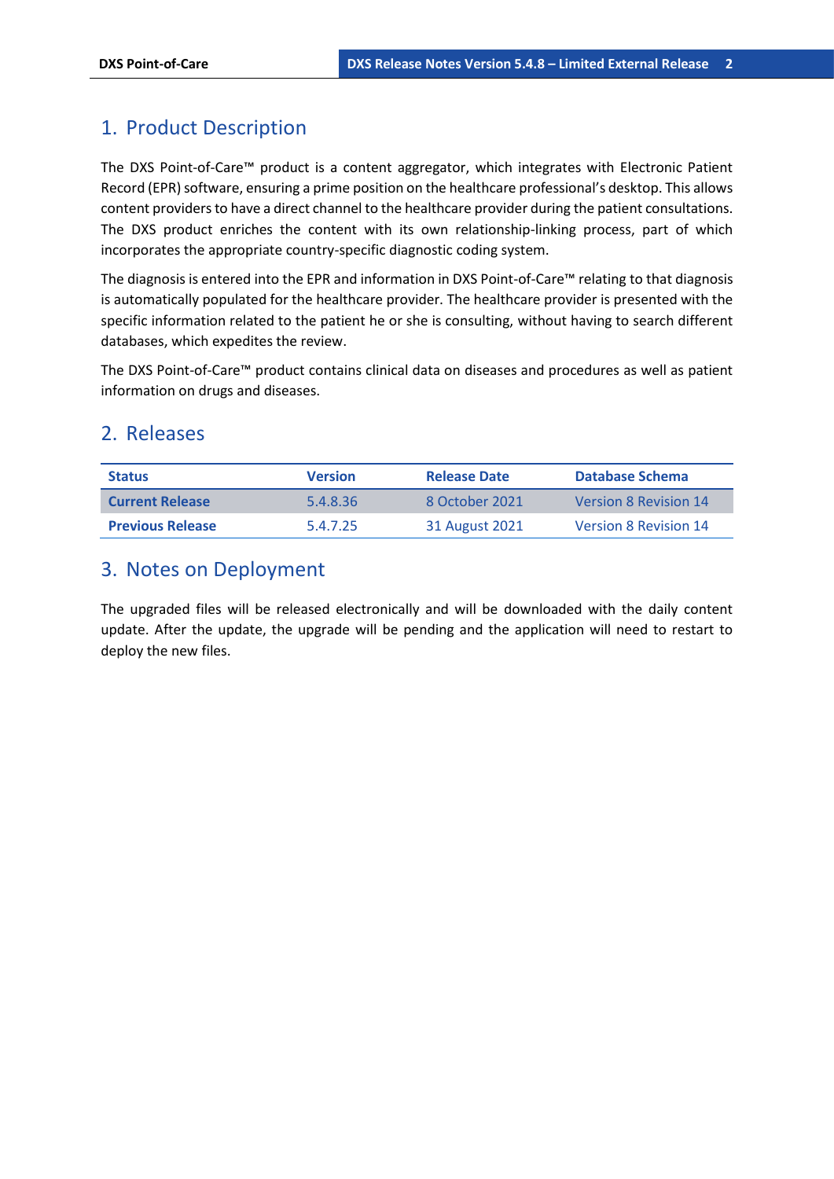# 1. Product Description

The DXS Point-of-Care™ product is a content aggregator, which integrates with Electronic Patient Record (EPR) software, ensuring a prime position on the healthcare professional's desktop. This allows content providers to have a direct channel to the healthcare provider during the patient consultations. The DXS product enriches the content with its own relationship-linking process, part of which incorporates the appropriate country-specific diagnostic coding system.

The diagnosis is entered into the EPR and information in DXS Point-of-Care™ relating to that diagnosis is automatically populated for the healthcare provider. The healthcare provider is presented with the specific information related to the patient he or she is consulting, without having to search different databases, which expedites the review.

The DXS Point-of-Care™ product contains clinical data on diseases and procedures as well as patient information on drugs and diseases.

# 2. Releases

| Status | Version | Release Date | Database Schema |
|---|---|---|---|
| **Current Release** | 5.4.8.36 | 8 October 2021 | Version 8 Revision 14 |
| **Previous Release** | 5.4.7.25 | 31 August 2021 | Version 8 Revision 14 |

# 3. Notes on Deployment

The upgraded files will be released electronically and will be downloaded with the daily content update. After the update, the upgrade will be pending and the application will need to restart to deploy the new files.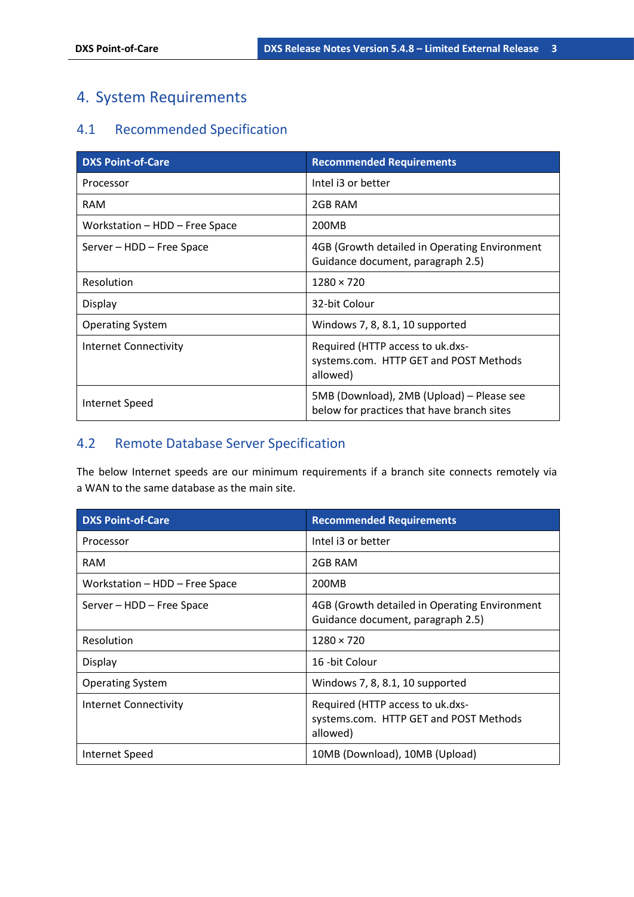# 4. System Requirements

## 4.1 Recommended Specification

| DXS Point-of-Care | Recommended Requirements |
| --- | --- |
| Processor | Intel i3 or better |
| RAM | 2GB RAM |
| Workstation – HDD – Free Space | 200MB |
| Server – HDD – Free Space | 4GB (Growth detailed in Operating Environment Guidance document, paragraph 2.5) |
| Resolution | 1280 × 720 |
| Display | 32-bit Colour |
| Operating System | Windows 7, 8, 8.1, 10 supported |
| Internet Connectivity | Required (HTTP access to uk.dxs-systems.com. HTTP GET and POST Methods allowed) |
| Internet Speed | 5MB (Download), 2MB (Upload) – Please see below for practices that have branch sites |

## 4.2 Remote Database Server Specification

The below Internet speeds are our minimum requirements if a branch site connects remotely via a WAN to the same database as the main site.

| DXS Point-of-Care | Recommended Requirements |
| --- | --- |
| Processor | Intel i3 or better |
| RAM | 2GB RAM |
| Workstation – HDD – Free Space | 200MB |
| Server – HDD – Free Space | 4GB (Growth detailed in Operating Environment Guidance document, paragraph 2.5) |
| Resolution | 1280 × 720 |
| Display | 16 -bit Colour |
| Operating System | Windows 7, 8, 8.1, 10 supported |
| Internet Connectivity | Required (HTTP access to uk.dxs-systems.com. HTTP GET and POST Methods allowed) |
| Internet Speed | 10MB (Download), 10MB (Upload) |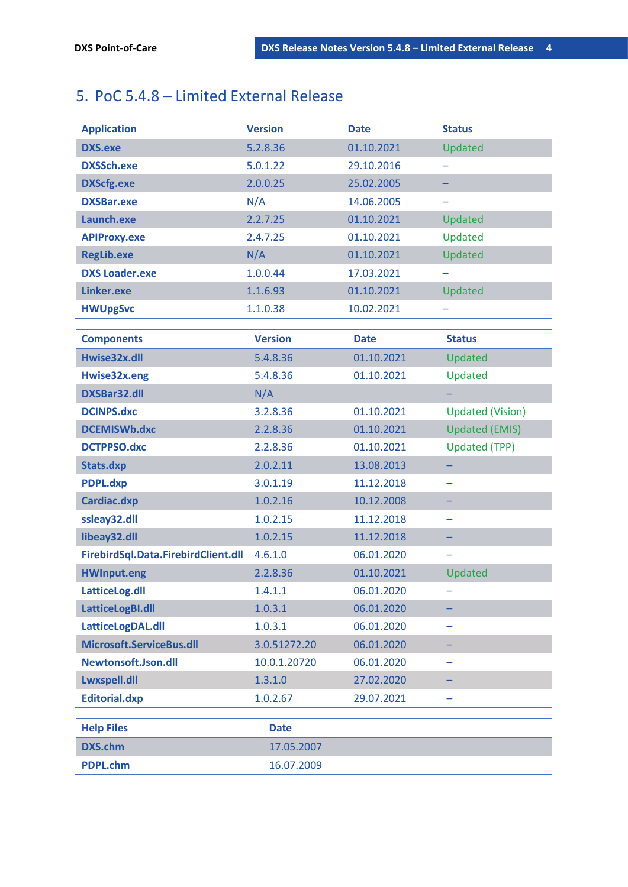## 5. PoC 5.4.8 – Limited External Release

| Application | Version | Date | Status |
|---|---|---|---|
| DXS.exe | 5.2.8.36 | 01.10.2021 | Updated |
| DXSSch.exe | 5.0.1.22 | 29.10.2016 | – |
| DXScfg.exe | 2.0.0.25 | 25.02.2005 | – |
| DXSBar.exe | N/A | 14.06.2005 | – |
| Launch.exe | 2.2.7.25 | 01.10.2021 | Updated |
| APIProxy.exe | 2.4.7.25 | 01.10.2021 | Updated |
| RegLib.exe | N/A | 01.10.2021 | Updated |
| DXS Loader.exe | 1.0.0.44 | 17.03.2021 | – |
| Linker.exe | 1.1.6.93 | 01.10.2021 | Updated |
| HWUpgSvc | 1.1.0.38 | 10.02.2021 | – |

| Components | Version | Date | Status |
|---|---|---|---|
| Hwise32x.dll | 5.4.8.36 | 01.10.2021 | Updated |
| Hwise32x.eng | 5.4.8.36 | 01.10.2021 | Updated |
| DXSBar32.dll | N/A | | – |
| DCINPS.dxc | 3.2.8.36 | 01.10.2021 | Updated (Vision) |
| DCEMISWb.dxc | 2.2.8.36 | 01.10.2021 | Updated (EMIS) |
| DCTPPSO.dxc | 2.2.8.36 | 01.10.2021 | Updated (TPP) |
| Stats.dxp | 2.0.2.11 | 13.08.2013 | – |
| PDPL.dxp | 3.0.1.19 | 11.12.2018 | – |
| Cardiac.dxp | 1.0.2.16 | 10.12.2008 | – |
| ssleay32.dll | 1.0.2.15 | 11.12.2018 | – |
| libeay32.dll | 1.0.2.15 | 11.12.2018 | – |
| FirebirdSql.Data.FirebirdClient.dll | 4.6.1.0 | 06.01.2020 | – |
| HWInput.eng | 2.2.8.36 | 01.10.2021 | Updated |
| LatticeLog.dll | 1.4.1.1 | 06.01.2020 | – |
| LatticeLogBI.dll | 1.0.3.1 | 06.01.2020 | – |
| LatticeLogDAL.dll | 1.0.3.1 | 06.01.2020 | – |
| Microsoft.ServiceBus.dll | 3.0.51272.20 | 06.01.2020 | – |
| Newtonsoft.Json.dll | 10.0.1.20720 | 06.01.2020 | – |
| Lwxspell.dll | 1.3.1.0 | 27.02.2020 | – |
| Editorial.dxp | 1.0.2.67 | 29.07.2021 | – |

| Help Files | Date |
|---|---|
| DXS.chm | 17.05.2007 |
| PDPL.chm | 16.07.2009 |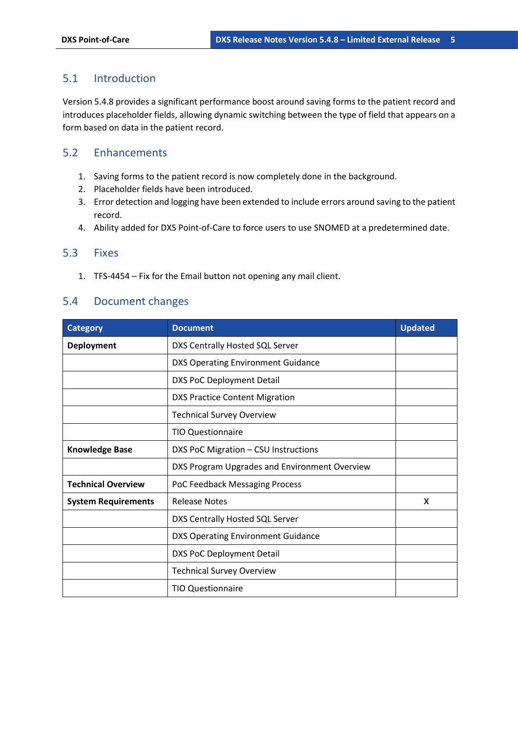## 5.1 Introduction

Version 5.4.8 provides a significant performance boost around saving forms to the patient record and introduces placeholder fields, allowing dynamic switching between the type of field that appears on a form based on data in the patient record.

## 5.2 Enhancements

1. Saving forms to the patient record is now completely done in the background.
2. Placeholder fields have been introduced.
3. Error detection and logging have been extended to include errors around saving to the patient record.
4. Ability added for DXS Point-of-Care to force users to use SNOMED at a predetermined date.

## 5.3 Fixes

1. TFS-4454 – Fix for the Email button not opening any mail client.

## 5.4 Document changes

| Category | Document | Updated |
| --- | --- | --- |
| **Deployment** | DXS Centrally Hosted SQL Server | |
| | DXS Operating Environment Guidance | |
| | DXS PoC Deployment Detail | |
| | DXS Practice Content Migration | |
| | Technical Survey Overview | |
| | TIO Questionnaire | |
| **Knowledge Base** | DXS PoC Migration – CSU Instructions | |
| | DXS Program Upgrades and Environment Overview | |
| **Technical Overview** | PoC Feedback Messaging Process | |
| **System Requirements** | Release Notes | X |
| | DXS Centrally Hosted SQL Server | |
| | DXS Operating Environment Guidance | |
| | DXS PoC Deployment Detail | |
| | Technical Survey Overview | |
| | TIO Questionnaire | |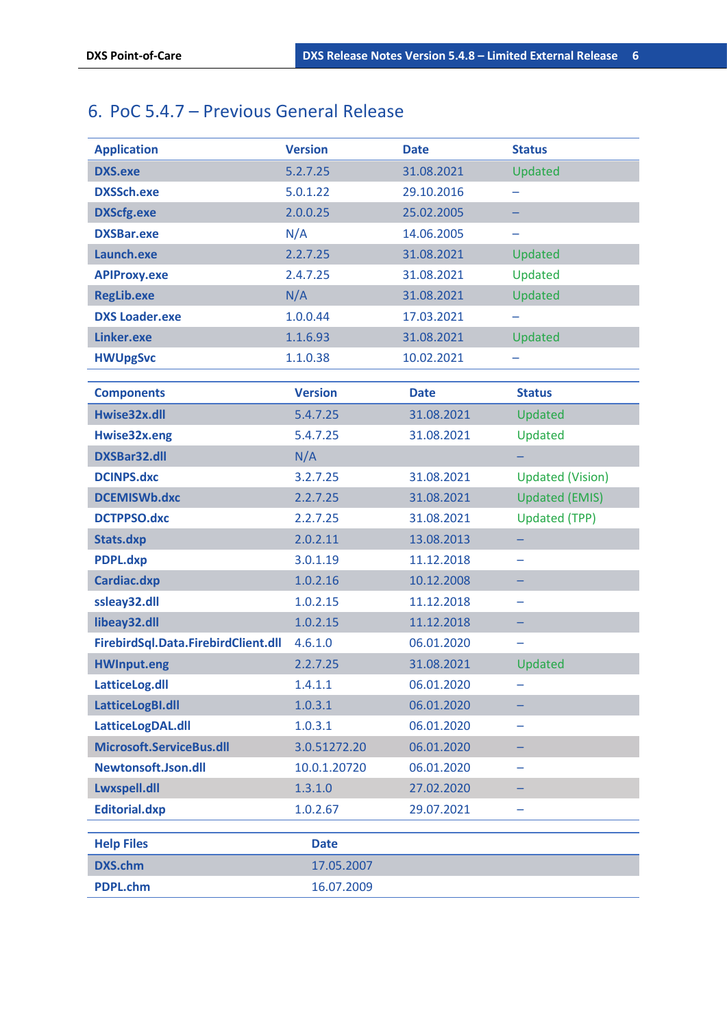## 6. PoC 5.4.7 – Previous General Release

| Application | Version | Date | Status |
|---|---|---|---|
| **DXS.exe** | 5.2.7.25 | 31.08.2021 | Updated |
| **DXSSch.exe** | 5.0.1.22 | 29.10.2016 | – |
| **DXScfg.exe** | 2.0.0.25 | 25.02.2005 | – |
| **DXSBar.exe** | N/A | 14.06.2005 | – |
| **Launch.exe** | 2.2.7.25 | 31.08.2021 | Updated |
| **APIProxy.exe** | 2.4.7.25 | 31.08.2021 | Updated |
| **RegLib.exe** | N/A | 31.08.2021 | Updated |
| **DXS Loader.exe** | 1.0.0.44 | 17.03.2021 | – |
| **Linker.exe** | 1.1.6.93 | 31.08.2021 | Updated |
| **HWUpgSvc** | 1.1.0.38 | 10.02.2021 | – |

| Components | Version | Date | Status |
|---|---|---|---|
| **Hwise32x.dll** | 5.4.7.25 | 31.08.2021 | Updated |
| **Hwise32x.eng** | 5.4.7.25 | 31.08.2021 | Updated |
| **DXSBar32.dll** | N/A | | – |
| **DCINPS.dxc** | 3.2.7.25 | 31.08.2021 | Updated (Vision) |
| **DCEMISWb.dxc** | 2.2.7.25 | 31.08.2021 | Updated (EMIS) |
| **DCTPPSO.dxc** | 2.2.7.25 | 31.08.2021 | Updated (TPP) |
| **Stats.dxp** | 2.0.2.11 | 13.08.2013 | – |
| **PDPL.dxp** | 3.0.1.19 | 11.12.2018 | – |
| **Cardiac.dxp** | 1.0.2.16 | 10.12.2008 | – |
| **ssleay32.dll** | 1.0.2.15 | 11.12.2018 | – |
| **libeay32.dll** | 1.0.2.15 | 11.12.2018 | – |
| **FirebirdSql.Data.FirebirdClient.dll** | 4.6.1.0 | 06.01.2020 | – |
| **HWInput.eng** | 2.2.7.25 | 31.08.2021 | Updated |
| **LatticeLog.dll** | 1.4.1.1 | 06.01.2020 | – |
| **LatticeLogBI.dll** | 1.0.3.1 | 06.01.2020 | – |
| **LatticeLogDAL.dll** | 1.0.3.1 | 06.01.2020 | – |
| **Microsoft.ServiceBus.dll** | 3.0.51272.20 | 06.01.2020 | – |
| **Newtonsoft.Json.dll** | 10.0.1.20720 | 06.01.2020 | – |
| **Lwxspell.dll** | 1.3.1.0 | 27.02.2020 | – |
| **Editorial.dxp** | 1.0.2.67 | 29.07.2021 | – |

| Help Files | Date |
|---|---|
| **DXS.chm** | 17.05.2007 |
| **PDPL.chm** | 16.07.2009 |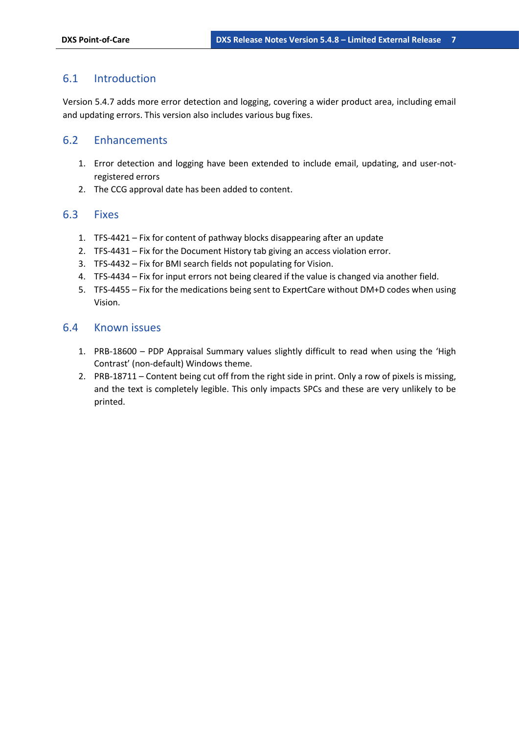## 6.1 Introduction

Version 5.4.7 adds more error detection and logging, covering a wider product area, including email and updating errors. This version also includes various bug fixes.

## 6.2 Enhancements

1. Error detection and logging have been extended to include email, updating, and user-not-registered errors
2. The CCG approval date has been added to content.

## 6.3 Fixes

1. TFS-4421 – Fix for content of pathway blocks disappearing after an update
2. TFS-4431 – Fix for the Document History tab giving an access violation error.
3. TFS-4432 – Fix for BMI search fields not populating for Vision.
4. TFS-4434 – Fix for input errors not being cleared if the value is changed via another field.
5. TFS-4455 – Fix for the medications being sent to ExpertCare without DM+D codes when using Vision.

## 6.4 Known issues

1. PRB-18600 – PDP Appraisal Summary values slightly difficult to read when using the 'High Contrast' (non-default) Windows theme.
2. PRB-18711 – Content being cut off from the right side in print. Only a row of pixels is missing, and the text is completely legible. This only impacts SPCs and these are very unlikely to be printed.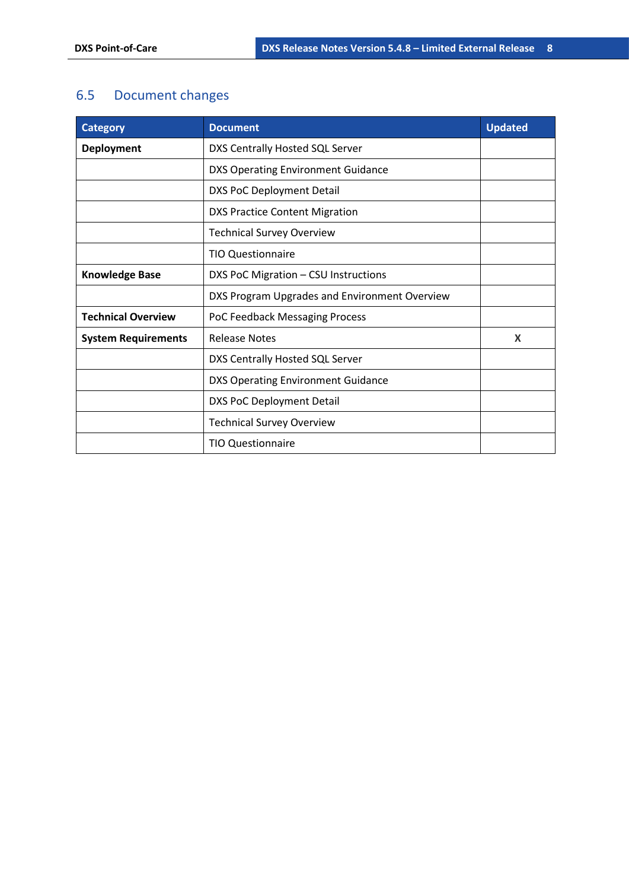## 6.5 Document changes

| Category | Document | Updated |
|---|---|---|
| **Deployment** | DXS Centrally Hosted SQL Server | |
| | DXS Operating Environment Guidance | |
| | DXS PoC Deployment Detail | |
| | DXS Practice Content Migration | |
| | Technical Survey Overview | |
| | TIO Questionnaire | |
| **Knowledge Base** | DXS PoC Migration – CSU Instructions | |
| | DXS Program Upgrades and Environment Overview | |
| **Technical Overview** | PoC Feedback Messaging Process | |
| **System Requirements** | Release Notes | X |
| | DXS Centrally Hosted SQL Server | |
| | DXS Operating Environment Guidance | |
| | DXS PoC Deployment Detail | |
| | Technical Survey Overview | |
| | TIO Questionnaire | |